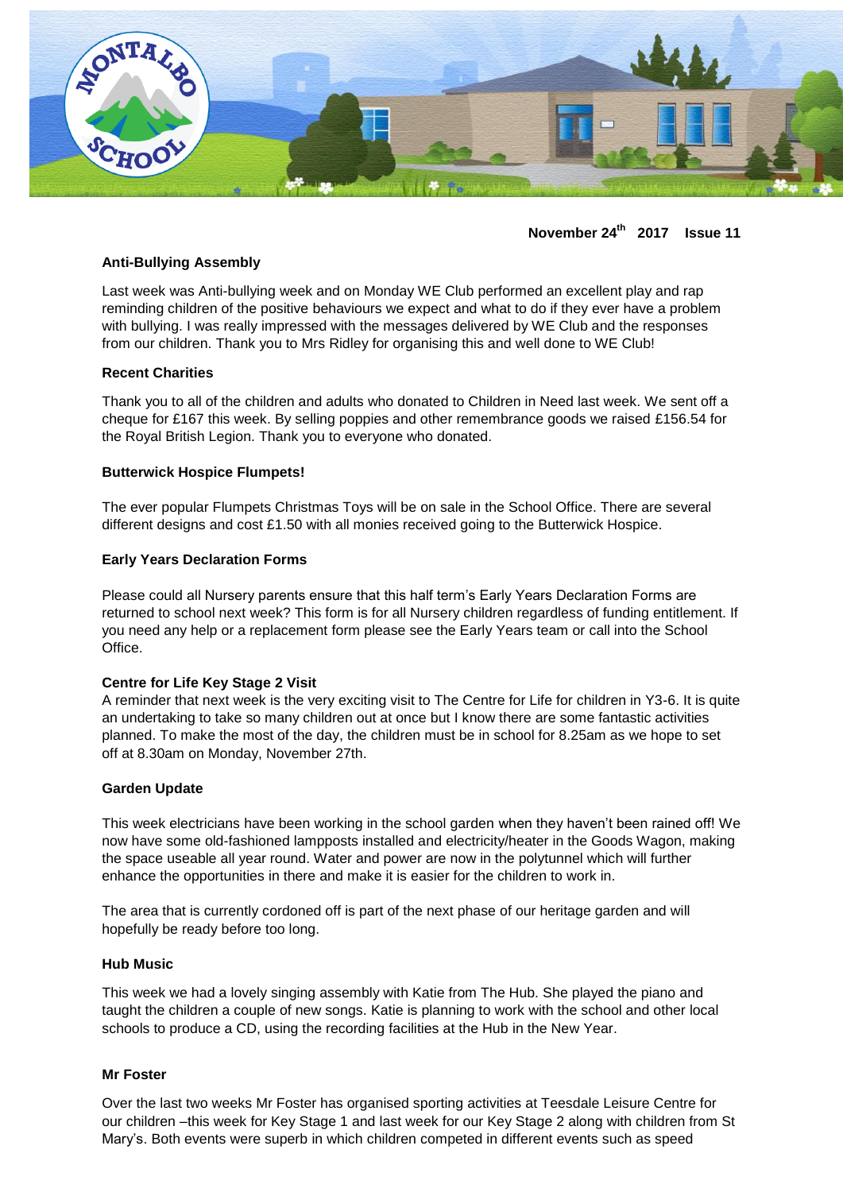November 24th 2017 Issue 11

### Anti-Bullying Assembly

Last week was Anti-bullying week and on Monday WE Club performed an excellent play and rap reminding children of the positive behaviours we expect and what to do if they ever have a problem with bullying. I was really impressed with the messages delivered by WE Club and the responses from our children. Thank you to Mrs Ridley for organising this and well done to WE Club!

### Recent Charities

Thank you to all of the children and adults who donated to Children in Need last week. We sent off a cheque for £167 this week. By selling poppies and other remembrance goods we raised £156.54 for the Royal British Legion. Thank you to everyone who donated.

### Butterwick Hospice Flumpets!

The ever popular Flumpets Christmas Toys will be on sale in the School Office. There are several different designs and cost £1.50 with all monies received going to the Butterwick Hospice.

### Early Years Declaration Forms

Please could all Nursery parents ensure that this half term's Early Years Declaration Forms are returned to school next week? This form is for all Nursery children regardless of funding entitlement. If you need any help or a replacement form please see the Early Years team or call into the School Office.

### Centre for Life Key Stage 2 Visit

A reminder that next week is the very exciting visit to The Centre for Life for children in Y3-6. It is quite an undertaking to take so many children out at once but I know there are some fantastic activities planned. To make the most of the day, the children must be in school for 8.25am as we hope to set off at 8.30am on Monday, November 27th.

### Garden Update

This week electricians have been working in the school garden when they haven't been rained off! We now have some old-fashioned lampposts installed and electricity/heater in the Goods Wagon, making the space useable all year round. Water and power are now in the polytunnel which will further enhance the opportunities in there and make it is easier for the children to work in.

The area that is currently cordoned off is part of the next phase of our heritage garden and will hopefully be ready before too long.

### Hub Music

This week we had a lovely singing assembly with Katie from The Hub. She played the piano and taught the children a couple of new songs. Katie is planning to work with the school and other local schools to produce a CD, using the recording facilities at the Hub in the New Year.

### Mr Foster

Over the last two weeks Mr Foster has organised sporting activities at Teesdale Leisure Centre for our children –this week for Key Stage 1 and last week for our Key Stage 2 along with children from St Mary's. Both events were superb in which children competed in different events such as speed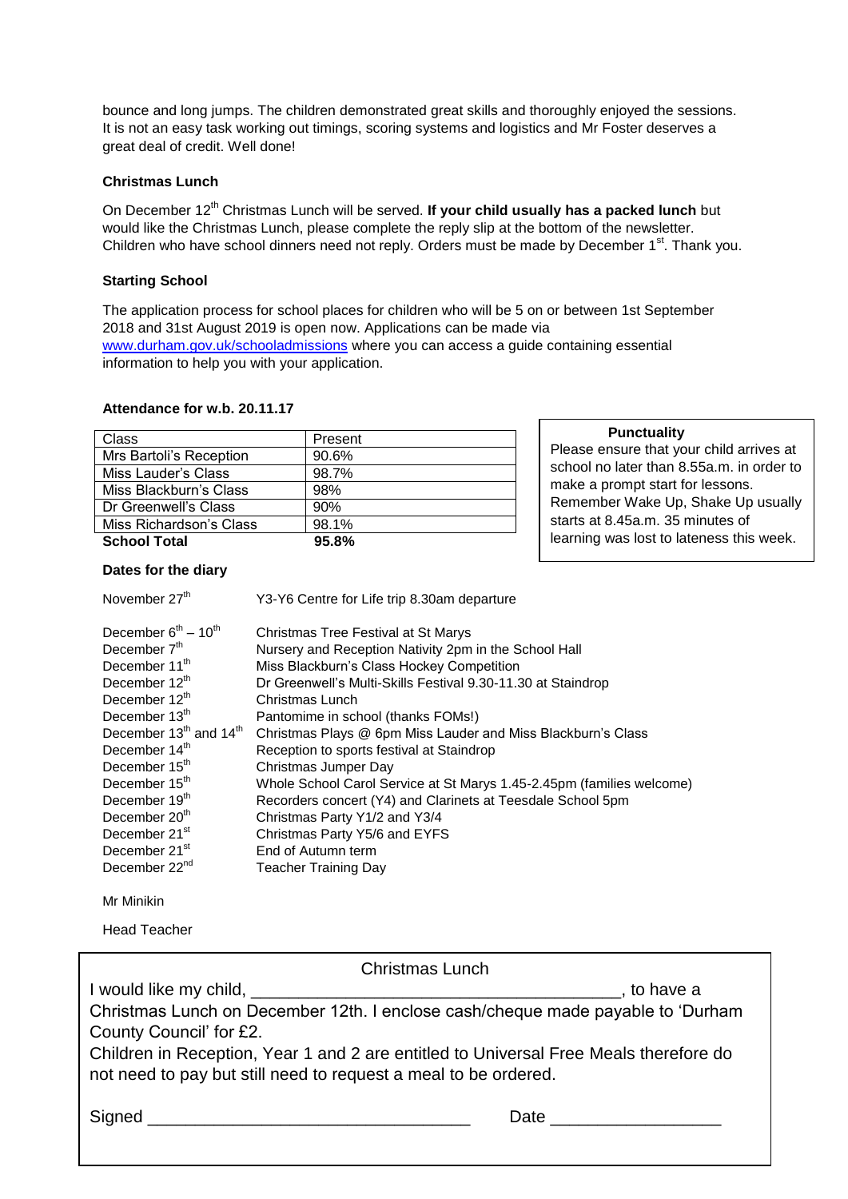bounce and long jumps. The children demonstrated great skills and thoroughly enjoyed the sessions. It is not an easy task working out timings, scoring systems and logistics and Mr Foster deserves a great deal of credit. Well done!

### Christmas Lunch

On December 12th Christmas Lunch will be served. **If your child usually has a packed lunch** but would like the Christmas Lunch, please complete the reply slip at the bottom of the newsletter. Children who have school dinners need not reply. Orders must be made by December 1st. Thank you.

### Starting School

The application process for school places for children who will be 5 on or between 1st September 2018 and 31st August 2019 is open now. Applications can be made via [www.durham.gov.uk/schooladmissions](www.durham.gov.uk/schooladmissions) where you can access a guide containing essential information to help you with your application.

### Attendance for w.b. 20.11.17

| Class | Present |
|---|---|
| Mrs Bartoli's Reception | 90.6% |
| Miss Lauder's Class | 98.7% |
| Miss Blackburn's Class | 98% |
| Dr Greenwell's Class | 90% |
| Miss Richardson's Class | 98.1% |
| **School Total** | **95.8%** |

**Punctuality**

Please ensure that your child arrives at school no later than 8.55a.m. in order to make a prompt start for lessons. Remember Wake Up, Shake Up usually starts at 8.45a.m. 35 minutes of learning was lost to lateness this week.

### Dates for the diary

| | |
|---|---|
| November 27th | Y3-Y6 Centre for Life trip 8.30am departure |
| December 6th – 10th | Christmas Tree Festival at St Marys |
| December 7th | Nursery and Reception Nativity 2pm in the School Hall |
| December 11th | Miss Blackburn's Class Hockey Competition |
| December 12th | Dr Greenwell's Multi-Skills Festival 9.30-11.30 at Staindrop |
| December 12th | Christmas Lunch |
| December 13th | Pantomime in school (thanks FOMs!) |
| December 13th and 14th | Christmas Plays @ 6pm Miss Lauder and Miss Blackburn's Class |
| December 14th | Reception to sports festival at Staindrop |
| December 15th | Christmas Jumper Day |
| December 15th | Whole School Carol Service at St Marys 1.45-2.45pm (families welcome) |
| December 19th | Recorders concert (Y4) and Clarinets at Teesdale School 5pm |
| December 20th | Christmas Party Y1/2 and Y3/4 |
| December 21st | Christmas Party Y5/6 and EYFS |
| December 21st | End of Autumn term |
| December 22nd | Teacher Training Day |

Mr Minikin

Head Teacher

---

Christmas Lunch

I would like my child, ______________________________________, to have a Christmas Lunch on December 12th. I enclose cash/cheque made payable to 'Durham County Council' for £2.

Children in Reception, Year 1 and 2 are entitled to Universal Free Meals therefore do not need to pay but still need to request a meal to be ordered.

Signed _________________________________ Date _________________